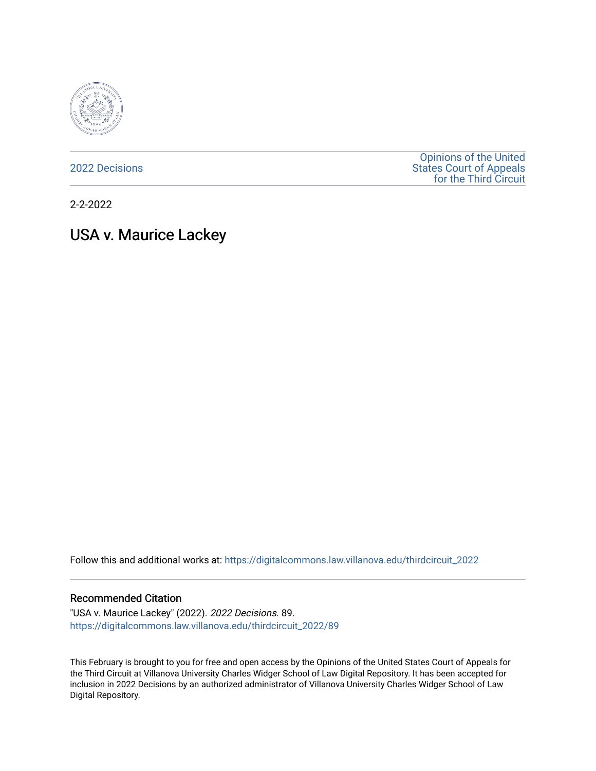2022 Decisions

Opinions of the United States Court of Appeals for the Third Circuit

2-2-2022

# USA v. Maurice Lackey

Follow this and additional works at: https://digitalcommons.law.villanova.edu/thirdcircuit_2022

### Recommended Citation

"USA v. Maurice Lackey" (2022). *2022 Decisions*. 89.
https://digitalcommons.law.villanova.edu/thirdcircuit_2022/89

This February is brought to you for free and open access by the Opinions of the United States Court of Appeals for the Third Circuit at Villanova University Charles Widger School of Law Digital Repository. It has been accepted for inclusion in 2022 Decisions by an authorized administrator of Villanova University Charles Widger School of Law Digital Repository.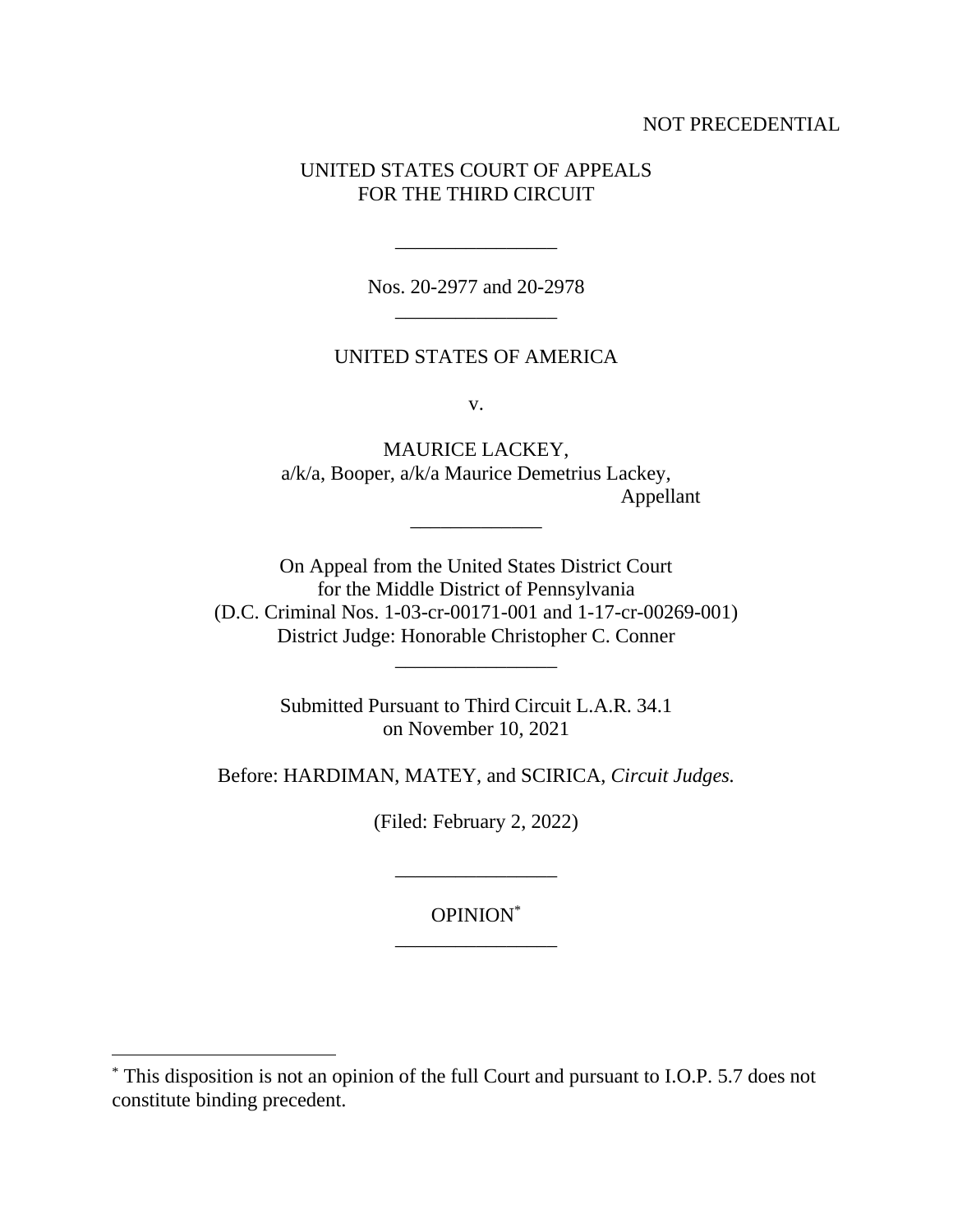NOT PRECEDENTIAL

UNITED STATES COURT OF APPEALS
FOR THE THIRD CIRCUIT

---

Nos. 20-2977 and 20-2978

---

UNITED STATES OF AMERICA

v.

MAURICE LACKEY,
a/k/a, Booper, a/k/a Maurice Demetrius Lackey,
Appellant

---

On Appeal from the United States District Court
for the Middle District of Pennsylvania
(D.C. Criminal Nos. 1-03-cr-00171-001 and 1-17-cr-00269-001)
District Judge: Honorable Christopher C. Conner

---

Submitted Pursuant to Third Circuit L.A.R. 34.1
on November 10, 2021

Before: HARDIMAN, MATEY, and SCIRICA, *Circuit Judges.*

(Filed: February 2, 2022)

---

OPINION[*]

---

[*] This disposition is not an opinion of the full Court and pursuant to I.O.P. 5.7 does not constitute binding precedent.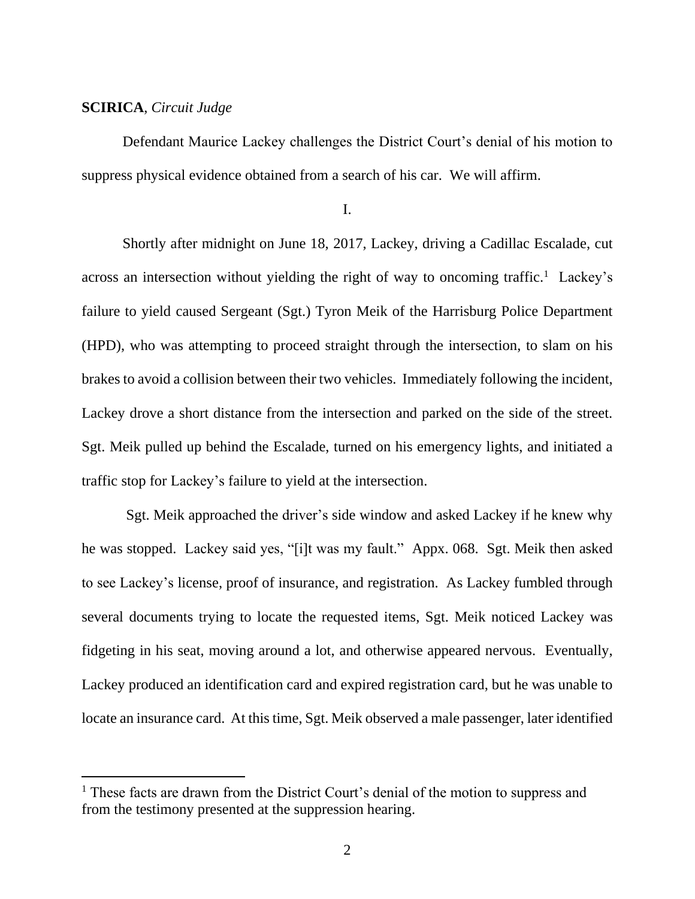**SCIRICA**, *Circuit Judge*

Defendant Maurice Lackey challenges the District Court's denial of his motion to suppress physical evidence obtained from a search of his car. We will affirm.

I.

Shortly after midnight on June 18, 2017, Lackey, driving a Cadillac Escalade, cut across an intersection without yielding the right of way to oncoming traffic.[1] Lackey's failure to yield caused Sergeant (Sgt.) Tyron Meik of the Harrisburg Police Department (HPD), who was attempting to proceed straight through the intersection, to slam on his brakes to avoid a collision between their two vehicles. Immediately following the incident, Lackey drove a short distance from the intersection and parked on the side of the street. Sgt. Meik pulled up behind the Escalade, turned on his emergency lights, and initiated a traffic stop for Lackey's failure to yield at the intersection.

Sgt. Meik approached the driver's side window and asked Lackey if he knew why he was stopped. Lackey said yes, "[i]t was my fault." Appx. 068. Sgt. Meik then asked to see Lackey's license, proof of insurance, and registration. As Lackey fumbled through several documents trying to locate the requested items, Sgt. Meik noticed Lackey was fidgeting in his seat, moving around a lot, and otherwise appeared nervous. Eventually, Lackey produced an identification card and expired registration card, but he was unable to locate an insurance card. At this time, Sgt. Meik observed a male passenger, later identified

---

[1] These facts are drawn from the District Court's denial of the motion to suppress and from the testimony presented at the suppression hearing.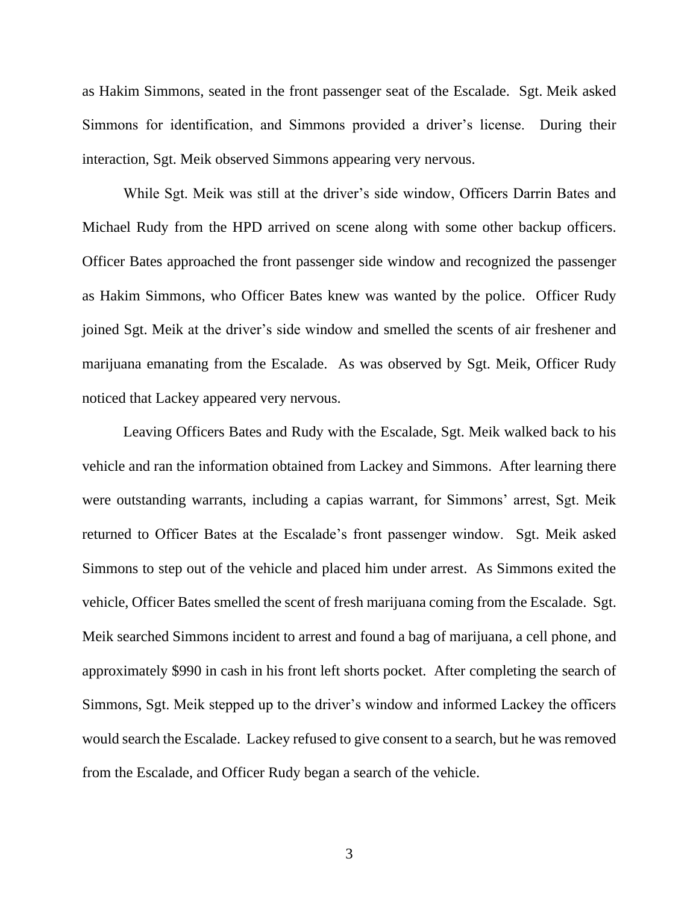as Hakim Simmons, seated in the front passenger seat of the Escalade. Sgt. Meik asked Simmons for identification, and Simmons provided a driver's license. During their interaction, Sgt. Meik observed Simmons appearing very nervous.

While Sgt. Meik was still at the driver's side window, Officers Darrin Bates and Michael Rudy from the HPD arrived on scene along with some other backup officers. Officer Bates approached the front passenger side window and recognized the passenger as Hakim Simmons, who Officer Bates knew was wanted by the police. Officer Rudy joined Sgt. Meik at the driver's side window and smelled the scents of air freshener and marijuana emanating from the Escalade. As was observed by Sgt. Meik, Officer Rudy noticed that Lackey appeared very nervous.

Leaving Officers Bates and Rudy with the Escalade, Sgt. Meik walked back to his vehicle and ran the information obtained from Lackey and Simmons. After learning there were outstanding warrants, including a capias warrant, for Simmons' arrest, Sgt. Meik returned to Officer Bates at the Escalade's front passenger window. Sgt. Meik asked Simmons to step out of the vehicle and placed him under arrest. As Simmons exited the vehicle, Officer Bates smelled the scent of fresh marijuana coming from the Escalade. Sgt. Meik searched Simmons incident to arrest and found a bag of marijuana, a cell phone, and approximately $990 in cash in his front left shorts pocket. After completing the search of Simmons, Sgt. Meik stepped up to the driver's window and informed Lackey the officers would search the Escalade. Lackey refused to give consent to a search, but he was removed from the Escalade, and Officer Rudy began a search of the vehicle.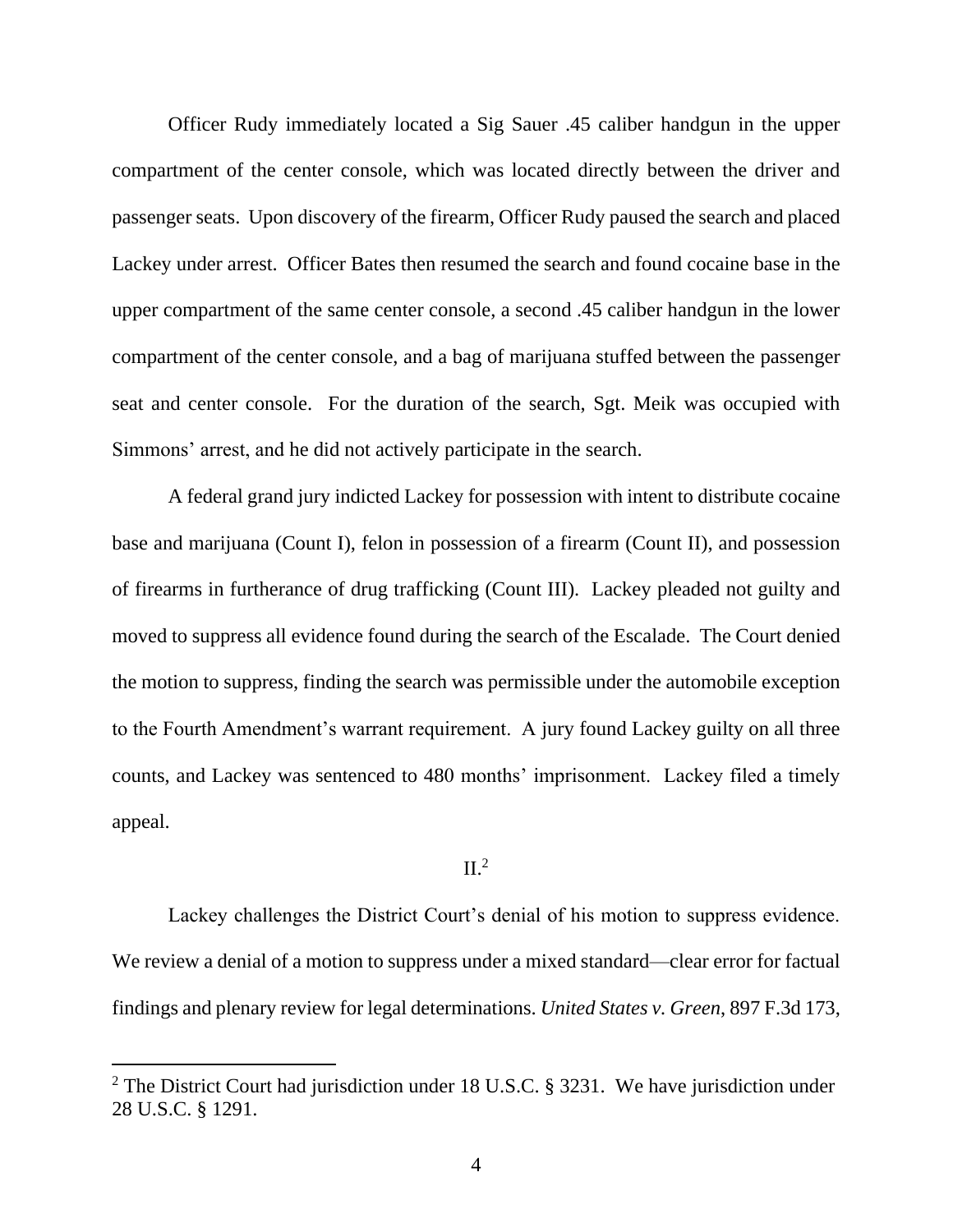Officer Rudy immediately located a Sig Sauer .45 caliber handgun in the upper compartment of the center console, which was located directly between the driver and passenger seats. Upon discovery of the firearm, Officer Rudy paused the search and placed Lackey under arrest. Officer Bates then resumed the search and found cocaine base in the upper compartment of the same center console, a second .45 caliber handgun in the lower compartment of the center console, and a bag of marijuana stuffed between the passenger seat and center console. For the duration of the search, Sgt. Meik was occupied with Simmons' arrest, and he did not actively participate in the search.

A federal grand jury indicted Lackey for possession with intent to distribute cocaine base and marijuana (Count I), felon in possession of a firearm (Count II), and possession of firearms in furtherance of drug trafficking (Count III). Lackey pleaded not guilty and moved to suppress all evidence found during the search of the Escalade. The Court denied the motion to suppress, finding the search was permissible under the automobile exception to the Fourth Amendment's warrant requirement. A jury found Lackey guilty on all three counts, and Lackey was sentenced to 480 months' imprisonment. Lackey filed a timely appeal.

## II.[2]

Lackey challenges the District Court's denial of his motion to suppress evidence. We review a denial of a motion to suppress under a mixed standard—clear error for factual findings and plenary review for legal determinations. *United States v. Green*, 897 F.3d 173,

[2] The District Court had jurisdiction under 18 U.S.C. § 3231. We have jurisdiction under 28 U.S.C. § 1291.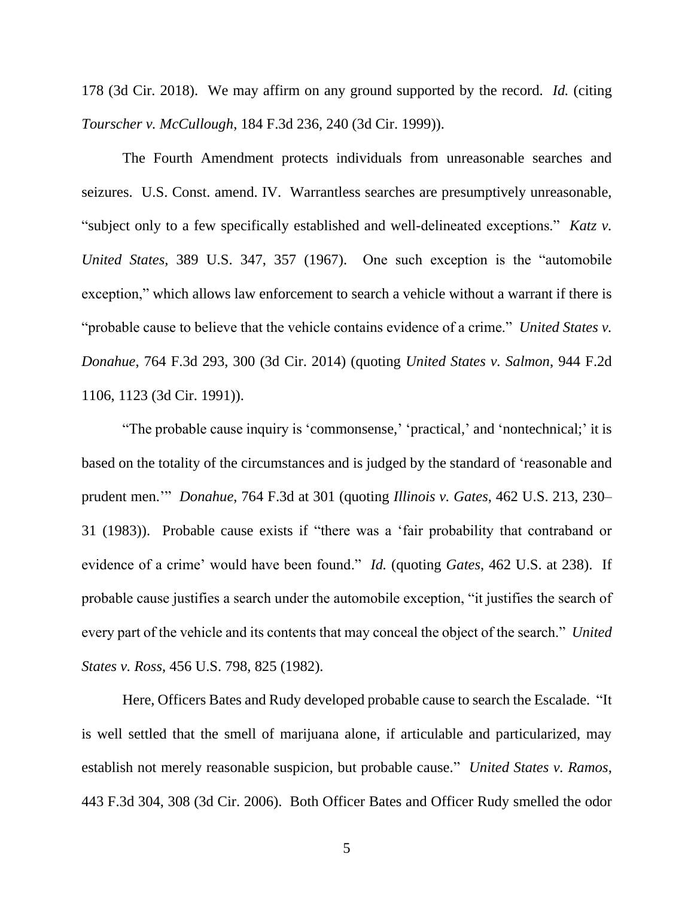178 (3d Cir. 2018). We may affirm on any ground supported by the record. *Id.* (citing *Tourscher v. McCullough*, 184 F.3d 236, 240 (3d Cir. 1999)).

The Fourth Amendment protects individuals from unreasonable searches and seizures. U.S. Const. amend. IV. Warrantless searches are presumptively unreasonable, "subject only to a few specifically established and well-delineated exceptions." *Katz v. United States*, 389 U.S. 347, 357 (1967). One such exception is the "automobile exception," which allows law enforcement to search a vehicle without a warrant if there is "probable cause to believe that the vehicle contains evidence of a crime." *United States v. Donahue*, 764 F.3d 293, 300 (3d Cir. 2014) (quoting *United States v. Salmon*, 944 F.2d 1106, 1123 (3d Cir. 1991)).

"The probable cause inquiry is 'commonsense,' 'practical,' and 'nontechnical;' it is based on the totality of the circumstances and is judged by the standard of 'reasonable and prudent men.'" *Donahue*, 764 F.3d at 301 (quoting *Illinois v. Gates*, 462 U.S. 213, 230–31 (1983)). Probable cause exists if "there was a 'fair probability that contraband or evidence of a crime' would have been found." *Id.* (quoting *Gates*, 462 U.S. at 238). If probable cause justifies a search under the automobile exception, "it justifies the search of every part of the vehicle and its contents that may conceal the object of the search." *United States v. Ross*, 456 U.S. 798, 825 (1982).

Here, Officers Bates and Rudy developed probable cause to search the Escalade. "It is well settled that the smell of marijuana alone, if articulable and particularized, may establish not merely reasonable suspicion, but probable cause." *United States v. Ramos*, 443 F.3d 304, 308 (3d Cir. 2006). Both Officer Bates and Officer Rudy smelled the odor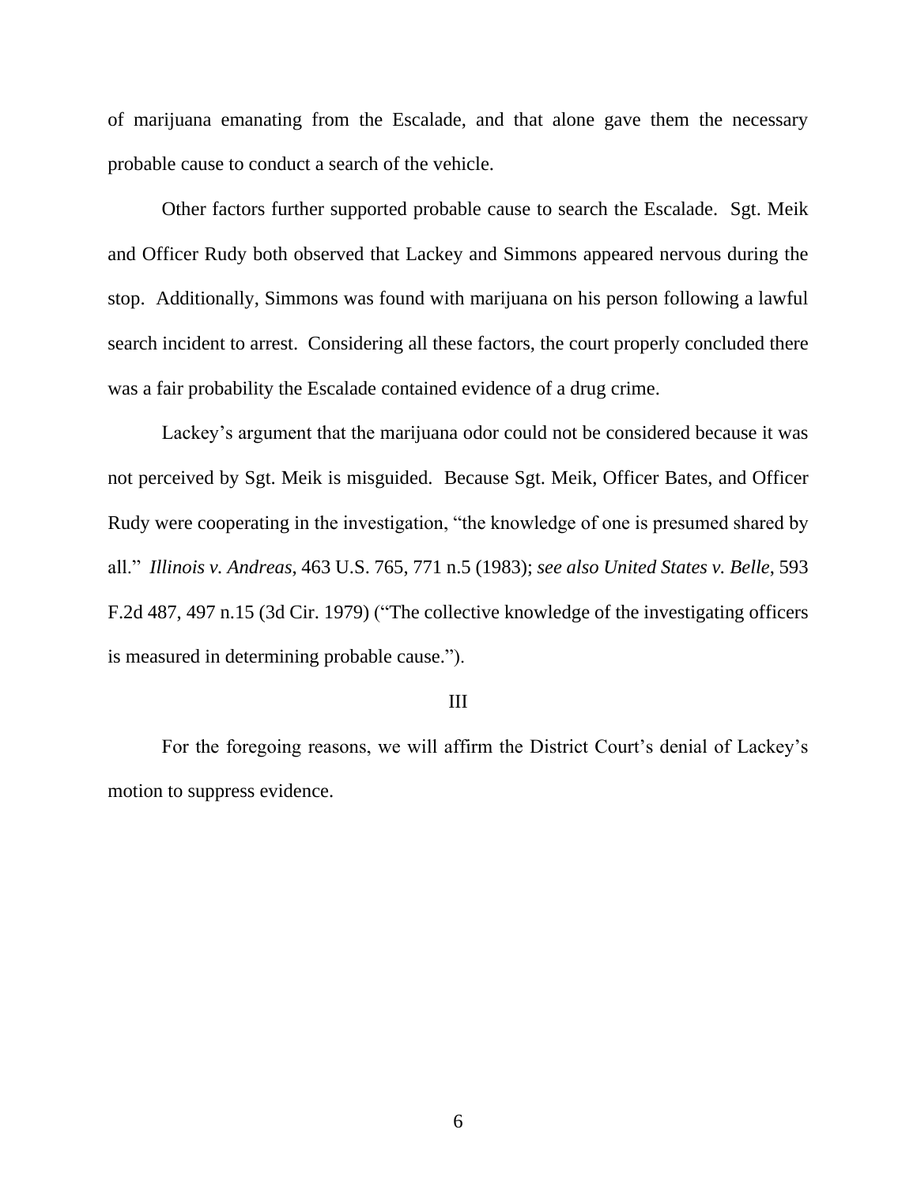of marijuana emanating from the Escalade, and that alone gave them the necessary probable cause to conduct a search of the vehicle.

Other factors further supported probable cause to search the Escalade. Sgt. Meik and Officer Rudy both observed that Lackey and Simmons appeared nervous during the stop. Additionally, Simmons was found with marijuana on his person following a lawful search incident to arrest. Considering all these factors, the court properly concluded there was a fair probability the Escalade contained evidence of a drug crime.

Lackey's argument that the marijuana odor could not be considered because it was not perceived by Sgt. Meik is misguided. Because Sgt. Meik, Officer Bates, and Officer Rudy were cooperating in the investigation, "the knowledge of one is presumed shared by all." *Illinois v. Andreas*, 463 U.S. 765, 771 n.5 (1983); *see also United States v. Belle*, 593 F.2d 487, 497 n.15 (3d Cir. 1979) ("The collective knowledge of the investigating officers is measured in determining probable cause.").

III

For the foregoing reasons, we will affirm the District Court's denial of Lackey's motion to suppress evidence.